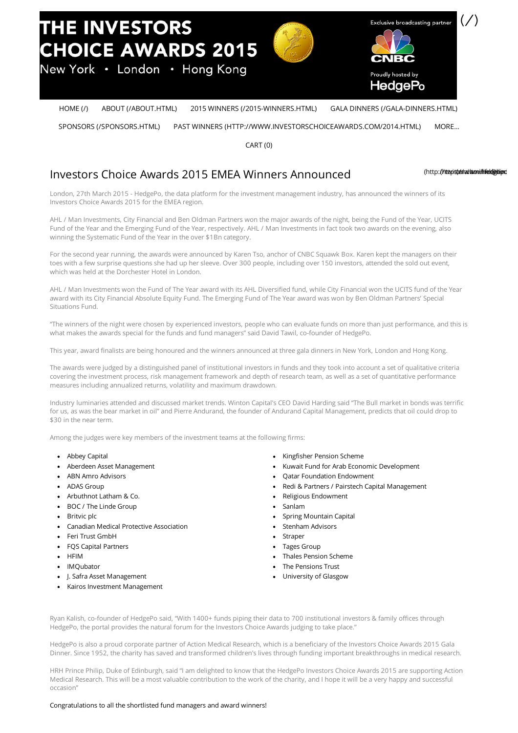# THE INVESTORS CHOICE AWARDS 2015

New York • London • Hong Kong

Exclusive broadcasting partner CNBC

Proudly hosted by HedgePo

HOME (/) ABOUT (/ABOUT.HTML) 2015 WINNERS (/2015-WINNERS.HTML) GALA DINNERS (/GALA-DINNERS.HTML)

SPONSORS (/SPONSORS.HTML) PAST WINNERS (HTTP://WWW.INVESTORSCHOICEAWARDS.COM/2014.HTML) MORE...

CART (0)

## Investors Choice Awards 2015 EMEA Winners Announced

London, 27th March 2015 - HedgePo, the data platform for the investment management industry, has announced the winners of its Investors Choice Awards 2015 for the EMEA region.

AHL / Man Investments, City Financial and Ben Oldman Partners won the major awards of the night, being the Fund of the Year, UCITS Fund of the Year and the Emerging Fund of the Year, respectively. AHL / Man Investments in fact took two awards on the evening, also winning the Systematic Fund of the Year in the over $1Bn category.

For the second year running, the awards were announced by Karen Tso, anchor of CNBC Squawk Box. Karen kept the managers on their toes with a few surprise questions she had up her sleeve. Over 300 people, including over 150 investors, attended the sold out event, which was held at the Dorchester Hotel in London.

AHL / Man Investments won the Fund of The Year award with its AHL Diversified fund, while City Financial won the UCITS fund of the Year award with its City Financial Absolute Equity Fund. The Emerging Fund of The Year award was won by Ben Oldman Partners' Special Situations Fund.

"The winners of the night were chosen by experienced investors, people who can evaluate funds on more than just performance, and this is what makes the awards special for the funds and fund managers" said David Tawil, co-founder of HedgePo.

This year, award finalists are being honoured and the winners announced at three gala dinners in New York, London and Hong Kong.

The awards were judged by a distinguished panel of institutional investors in funds and they took into account a set of qualitative criteria covering the investment process, risk management framework and depth of research team, as well as a set of quantitative performance measures including annualized returns, volatility and maximum drawdown.

Industry luminaries attended and discussed market trends. Winton Capital's CEO David Harding said "The Bull market in bonds was terrific for us, as was the bear market in oil" and Pierre Andurand, the founder of Andurand Capital Management, predicts that oil could drop to $30 in the near term.

Among the judges were key members of the investment teams at the following firms:

- Abbey Capital
- Aberdeen Asset Management
- ABN Amro Advisors
- ADAS Group
- Arbuthnot Latham & Co.
- BOC / The Linde Group
- Britvic plc
- Canadian Medical Protective Association
- Feri Trust GmbH
- FQS Capital Partners
- HFIM
- IMQubator
- J. Safra Asset Management
- Kairos Investment Management
- Kingfisher Pension Scheme
- Kuwait Fund for Arab Economic Development
- Qatar Foundation Endowment
- Redi & Partners / Pairstech Capital Management
- Religious Endowment
- Sanlam
- Spring Mountain Capital
- Stenham Advisors
- Straper
- Tages Group
- Thales Pension Scheme
- The Pensions Trust
- University of Glasgow

Ryan Kalish, co-founder of HedgePo said, "With 1400+ funds piping their data to 700 institutional investors & family offices through HedgePo, the portal provides the natural forum for the Investors Choice Awards judging to take place."

HedgePo is also a proud corporate partner of Action Medical Research, which is a beneficiary of the Investors Choice Awards 2015 Gala Dinner. Since 1952, the charity has saved and transformed children's lives through funding important breakthroughs in medical research.

HRH Prince Philip, Duke of Edinburgh, said "I am delighted to know that the HedgePo Investors Choice Awards 2015 are supporting Action Medical Research. This will be a most valuable contribution to the work of the charity, and I hope it will be a very happy and successful occasion"

Congratulations to all the shortlisted fund managers and award winners!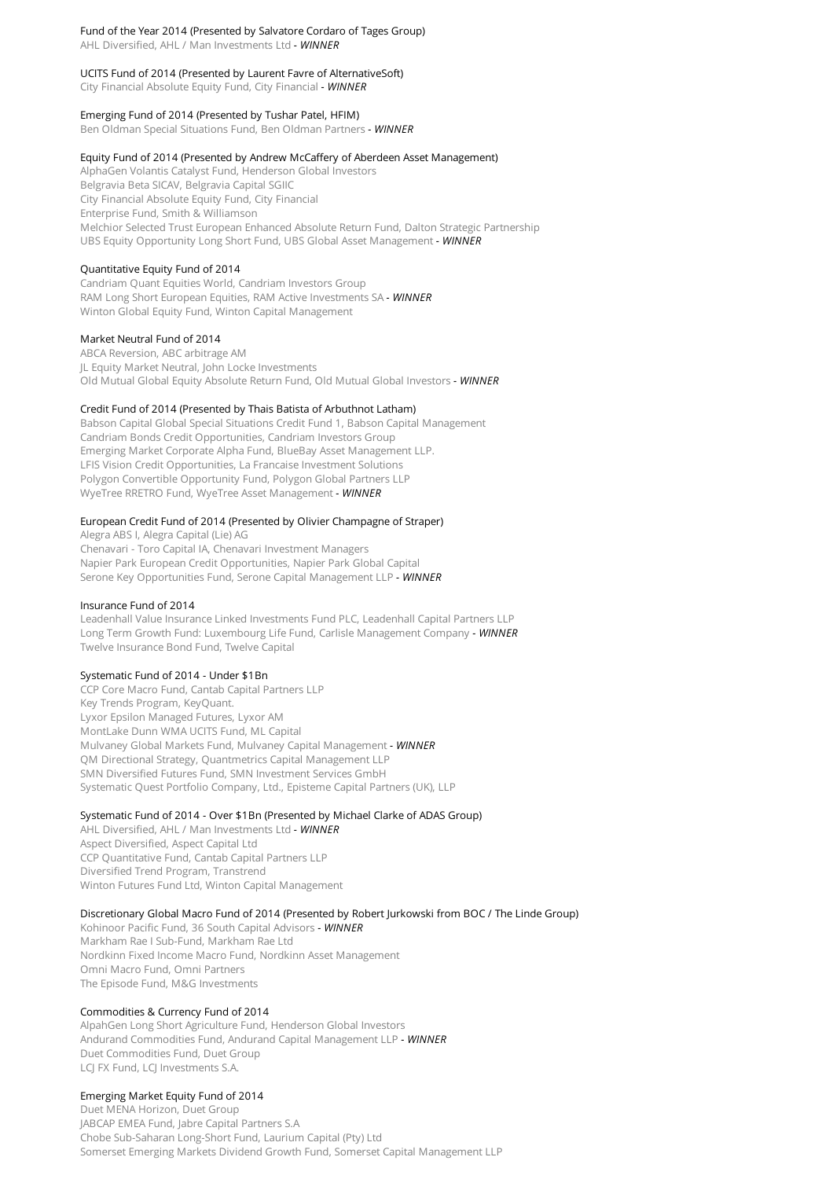### Fund of the Year 2014 (Presented by Salvatore Cordaro of Tages Group)

AHL Diversified, AHL / Man Investments Ltd - ***WINNER***

### UCITS Fund of 2014 (Presented by Laurent Favre of AlternativeSoft)

City Financial Absolute Equity Fund, City Financial - ***WINNER***

### Emerging Fund of 2014 (Presented by Tushar Patel, HFIM)

Ben Oldman Special Situations Fund, Ben Oldman Partners - ***WINNER***

### Equity Fund of 2014 (Presented by Andrew McCaffery of Aberdeen Asset Management)

AlphaGen Volantis Catalyst Fund, Henderson Global Investors
Belgravia Beta SICAV, Belgravia Capital SGIIC
City Financial Absolute Equity Fund, City Financial
Enterprise Fund, Smith & Williamson
Melchior Selected Trust European Enhanced Absolute Return Fund, Dalton Strategic Partnership
UBS Equity Opportunity Long Short Fund, UBS Global Asset Management - ***WINNER***

### Quantitative Equity Fund of 2014

Candriam Quant Equities World, Candriam Investors Group
RAM Long Short European Equities, RAM Active Investments SA - ***WINNER***
Winton Global Equity Fund, Winton Capital Management

### Market Neutral Fund of 2014

ABCA Reversion, ABC arbitrage AM
JL Equity Market Neutral, John Locke Investments
Old Mutual Global Equity Absolute Return Fund, Old Mutual Global Investors - ***WINNER***

### Credit Fund of 2014 (Presented by Thais Batista of Arbuthnot Latham)

Babson Capital Global Special Situations Credit Fund 1, Babson Capital Management
Candriam Bonds Credit Opportunities, Candriam Investors Group
Emerging Market Corporate Alpha Fund, BlueBay Asset Management LLP.
LFIS Vision Credit Opportunities, La Francaise Investment Solutions
Polygon Convertible Opportunity Fund, Polygon Global Partners LLP
WyeTree RRETRO Fund, WyeTree Asset Management - ***WINNER***

### European Credit Fund of 2014 (Presented by Olivier Champagne of Straper)

Alegra ABS I, Alegra Capital (Lie) AG
Chenavari - Toro Capital IA, Chenavari Investment Managers
Napier Park European Credit Opportunities, Napier Park Global Capital
Serone Key Opportunities Fund, Serone Capital Management LLP - ***WINNER***

### Insurance Fund of 2014

Leadenhall Value Insurance Linked Investments Fund PLC, Leadenhall Capital Partners LLP
Long Term Growth Fund: Luxembourg Life Fund, Carlisle Management Company - ***WINNER***
Twelve Insurance Bond Fund, Twelve Capital

### Systematic Fund of 2014 - Under $1Bn

CCP Core Macro Fund, Cantab Capital Partners LLP
Key Trends Program, KeyQuant.
Lyxor Epsilon Managed Futures, Lyxor AM
MontLake Dunn WMA UCITS Fund, ML Capital
Mulvaney Global Markets Fund, Mulvaney Capital Management - ***WINNER***
QM Directional Strategy, Quantmetrics Capital Management LLP
SMN Diversified Futures Fund, SMN Investment Services GmbH
Systematic Quest Portfolio Company, Ltd., Episteme Capital Partners (UK), LLP

### Systematic Fund of 2014 - Over $1Bn (Presented by Michael Clarke of ADAS Group)

AHL Diversified, AHL / Man Investments Ltd - ***WINNER***
Aspect Diversified, Aspect Capital Ltd
CCP Quantitative Fund, Cantab Capital Partners LLP
Diversified Trend Program, Transtrend
Winton Futures Fund Ltd, Winton Capital Management

### Discretionary Global Macro Fund of 2014 (Presented by Robert Jurkowski from BOC / The Linde Group)

Kohinoor Pacific Fund, 36 South Capital Advisors - ***WINNER***
Markham Rae I Sub-Fund, Markham Rae Ltd
Nordkinn Fixed Income Macro Fund, Nordkinn Asset Management
Omni Macro Fund, Omni Partners
The Episode Fund, M&G Investments

### Commodities & Currency Fund of 2014

AlpahGen Long Short Agriculture Fund, Henderson Global Investors
Andurand Commodities Fund, Andurand Capital Management LLP - ***WINNER***
Duet Commodities Fund, Duet Group
LCJ FX Fund, LCJ Investments S.A.

### Emerging Market Equity Fund of 2014

Duet MENA Horizon, Duet Group
JABCAP EMEA Fund, Jabre Capital Partners S.A
Chobe Sub-Saharan Long-Short Fund, Laurium Capital (Pty) Ltd
Somerset Emerging Markets Dividend Growth Fund, Somerset Capital Management LLP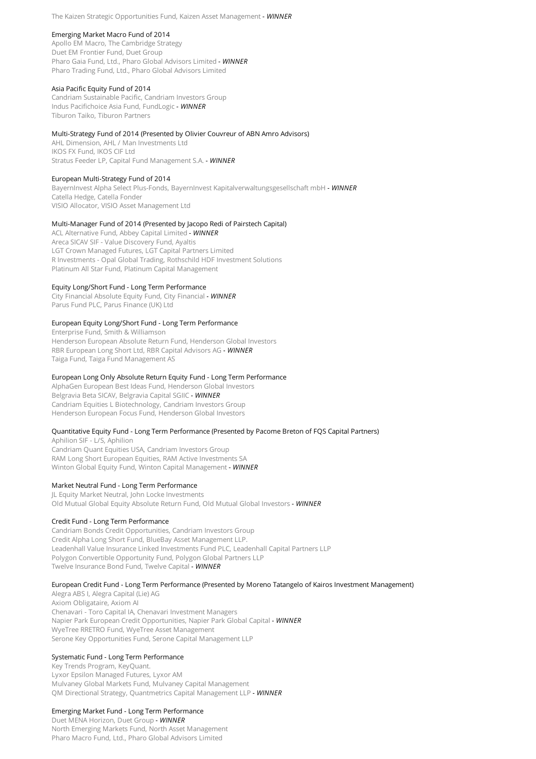The Kaizen Strategic Opportunities Fund, Kaizen Asset Management - ***WINNER***

### Emerging Market Macro Fund of 2014

Apollo EM Macro, The Cambridge Strategy
Duet EM Frontier Fund, Duet Group
Pharo Gaia Fund, Ltd., Pharo Global Advisors Limited - ***WINNER***
Pharo Trading Fund, Ltd., Pharo Global Advisors Limited

### Asia Pacific Equity Fund of 2014

Candriam Sustainable Pacific, Candriam Investors Group
Indus Pacifichoice Asia Fund, FundLogic - ***WINNER***
Tiburon Taiko, Tiburon Partners

### Multi-Strategy Fund of 2014 (Presented by Olivier Couvreur of ABN Amro Advisors)

AHL Dimension, AHL / Man Investments Ltd
IKOS FX Fund, IKOS CIF Ltd
Stratus Feeder LP, Capital Fund Management S.A. - ***WINNER***

### European Multi-Strategy Fund of 2014

BayernInvest Alpha Select Plus-Fonds, BayernInvest Kapitalverwaltungsgesellschaft mbH - ***WINNER***
Catella Hedge, Catella Fonder
VISIO Allocator, VISIO Asset Management Ltd

### Multi-Manager Fund of 2014 (Presented by Jacopo Redi of Pairstech Capital)

ACL Alternative Fund, Abbey Capital Limited - ***WINNER***
Areca SICAV SIF - Value Discovery Fund, Ayaltis
LGT Crown Managed Futures, LGT Capital Partners Limited
R Investments - Opal Global Trading, Rothschild HDF Investment Solutions
Platinum All Star Fund, Platinum Capital Management

### Equity Long/Short Fund - Long Term Performance

City Financial Absolute Equity Fund, City Financial - ***WINNER***
Parus Fund PLC, Parus Finance (UK) Ltd

### European Equity Long/Short Fund - Long Term Performance

Enterprise Fund, Smith & Williamson
Henderson European Absolute Return Fund, Henderson Global Investors
RBR European Long Short Ltd, RBR Capital Advisors AG - ***WINNER***
Taiga Fund, Taiga Fund Management AS

### European Long Only Absolute Return Equity Fund - Long Term Performance

AlphaGen European Best Ideas Fund, Henderson Global Investors
Belgravia Beta SICAV, Belgravia Capital SGIIC - ***WINNER***
Candriam Equities L Biotechnology, Candriam Investors Group
Henderson European Focus Fund, Henderson Global Investors

### Quantitative Equity Fund - Long Term Performance (Presented by Pacome Breton of FQS Capital Partners)

Aphilion SIF - L/S, Aphilion
Candriam Quant Equities USA, Candriam Investors Group
RAM Long Short European Equities, RAM Active Investments SA
Winton Global Equity Fund, Winton Capital Management - ***WINNER***

### Market Neutral Fund - Long Term Performance

JL Equity Market Neutral, John Locke Investments
Old Mutual Global Equity Absolute Return Fund, Old Mutual Global Investors - ***WINNER***

### Credit Fund - Long Term Performance

Candriam Bonds Credit Opportunities, Candriam Investors Group
Credit Alpha Long Short Fund, BlueBay Asset Management LLP.
Leadenhall Value Insurance Linked Investments Fund PLC, Leadenhall Capital Partners LLP
Polygon Convertible Opportunity Fund, Polygon Global Partners LLP
Twelve Insurance Bond Fund, Twelve Capital - ***WINNER***

### European Credit Fund - Long Term Performance (Presented by Moreno Tatangelo of Kairos Investment Management)

Alegra ABS I, Alegra Capital (Lie) AG
Axiom Obligataire, Axiom AI
Chenavari - Toro Capital IA, Chenavari Investment Managers
Napier Park European Credit Opportunities, Napier Park Global Capital - ***WINNER***
WyeTree RRETRO Fund, WyeTree Asset Management
Serone Key Opportunities Fund, Serone Capital Management LLP

### Systematic Fund - Long Term Performance

Key Trends Program, KeyQuant.
Lyxor Epsilon Managed Futures, Lyxor AM
Mulvaney Global Markets Fund, Mulvaney Capital Management
QM Directional Strategy, Quantmetrics Capital Management LLP - ***WINNER***

### Emerging Market Fund - Long Term Performance

Duet MENA Horizon, Duet Group - ***WINNER***
North Emerging Markets Fund, North Asset Management
Pharo Macro Fund, Ltd., Pharo Global Advisors Limited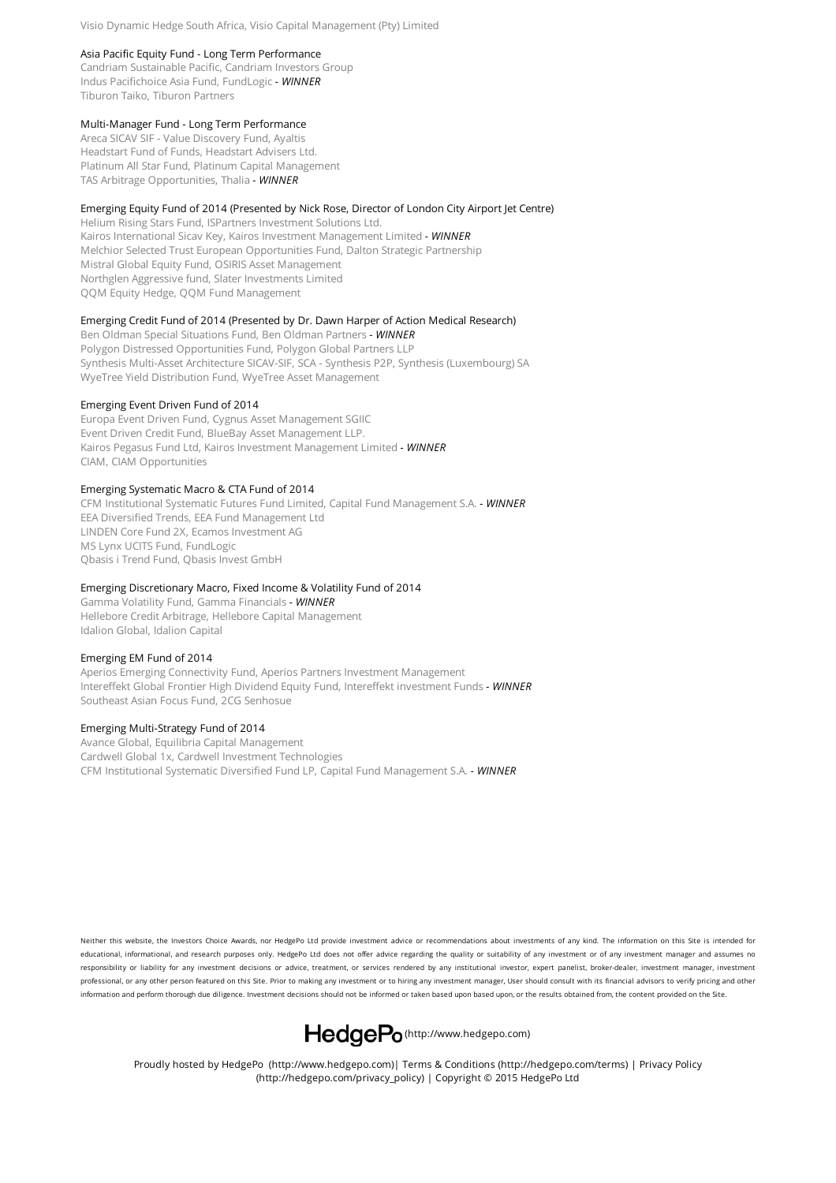Visio Dynamic Hedge South Africa, Visio Capital Management (Pty) Limited

### Asia Pacific Equity Fund - Long Term Performance

Candriam Sustainable Pacific, Candriam Investors Group
Indus Pacifichoice Asia Fund, FundLogic - ***WINNER***
Tiburon Taiko, Tiburon Partners

### Multi-Manager Fund - Long Term Performance

Areca SICAV SIF - Value Discovery Fund, Ayaltis
Headstart Fund of Funds, Headstart Advisers Ltd.
Platinum All Star Fund, Platinum Capital Management
TAS Arbitrage Opportunities, Thalia - ***WINNER***

### Emerging Equity Fund of 2014 (Presented by Nick Rose, Director of London City Airport Jet Centre)

Helium Rising Stars Fund, ISPartners Investment Solutions Ltd.
Kairos International Sicav Key, Kairos Investment Management Limited - ***WINNER***
Melchior Selected Trust European Opportunities Fund, Dalton Strategic Partnership
Mistral Global Equity Fund, OSIRIS Asset Management
Northglen Aggressive fund, Slater Investments Limited
QQM Equity Hedge, QQM Fund Management

### Emerging Credit Fund of 2014 (Presented by Dr. Dawn Harper of Action Medical Research)

Ben Oldman Special Situations Fund, Ben Oldman Partners - ***WINNER***
Polygon Distressed Opportunities Fund, Polygon Global Partners LLP
Synthesis Multi-Asset Architecture SICAV-SIF, SCA - Synthesis P2P, Synthesis (Luxembourg) SA
WyeTree Yield Distribution Fund, WyeTree Asset Management

### Emerging Event Driven Fund of 2014

Europa Event Driven Fund, Cygnus Asset Management SGIIC
Event Driven Credit Fund, BlueBay Asset Management LLP.
Kairos Pegasus Fund Ltd, Kairos Investment Management Limited - ***WINNER***
CIAM, CIAM Opportunities

### Emerging Systematic Macro & CTA Fund of 2014

CFM Institutional Systematic Futures Fund Limited, Capital Fund Management S.A. - ***WINNER***
EEA Diversified Trends, EEA Fund Management Ltd
LINDEN Core Fund 2X, Ecamos Investment AG
MS Lynx UCITS Fund, FundLogic
Qbasis i Trend Fund, Qbasis Invest GmbH

### Emerging Discretionary Macro, Fixed Income & Volatility Fund of 2014

Gamma Volatility Fund, Gamma Financials - ***WINNER***
Hellebore Credit Arbitrage, Hellebore Capital Management
Idalion Global, Idalion Capital

### Emerging EM Fund of 2014

Aperios Emerging Connectivity Fund, Aperios Partners Investment Management
Intereffekt Global Frontier High Dividend Equity Fund, Intereffekt investment Funds - ***WINNER***
Southeast Asian Focus Fund, 2CG Senhosue

### Emerging Multi-Strategy Fund of 2014

Avance Global, Equilibria Capital Management
Cardwell Global 1x, Cardwell Investment Technologies
CFM Institutional Systematic Diversified Fund LP, Capital Fund Management S.A. - ***WINNER***

Neither this website, the Investors Choice Awards, nor HedgePo Ltd provide investment advice or recommendations about investments of any kind. The information on this Site is intended for educational, informational, and research purposes only. HedgePo Ltd does not offer advice regarding the quality or suitability of any investment or of any investment manager and assumes no responsibility or liability for any investment decisions or advice, treatment, or services rendered by any institutional investor, expert panelist, broker-dealer, investment manager, investment professional, or any other person featured on this Site. Prior to making any investment or to hiring any investment manager, User should consult with its financial advisors to verify pricing and other information and perform thorough due diligence. Investment decisions should not be informed or taken based upon based upon, or the results obtained from, the content provided on the Site.

HedgePo (http://www.hedgepo.com)

Proudly hosted by HedgePo (http://www.hedgepo.com)| Terms & Conditions (http://hedgepo.com/terms) | Privacy Policy (http://hedgepo.com/privacy_policy) | Copyright © 2015 HedgePo Ltd